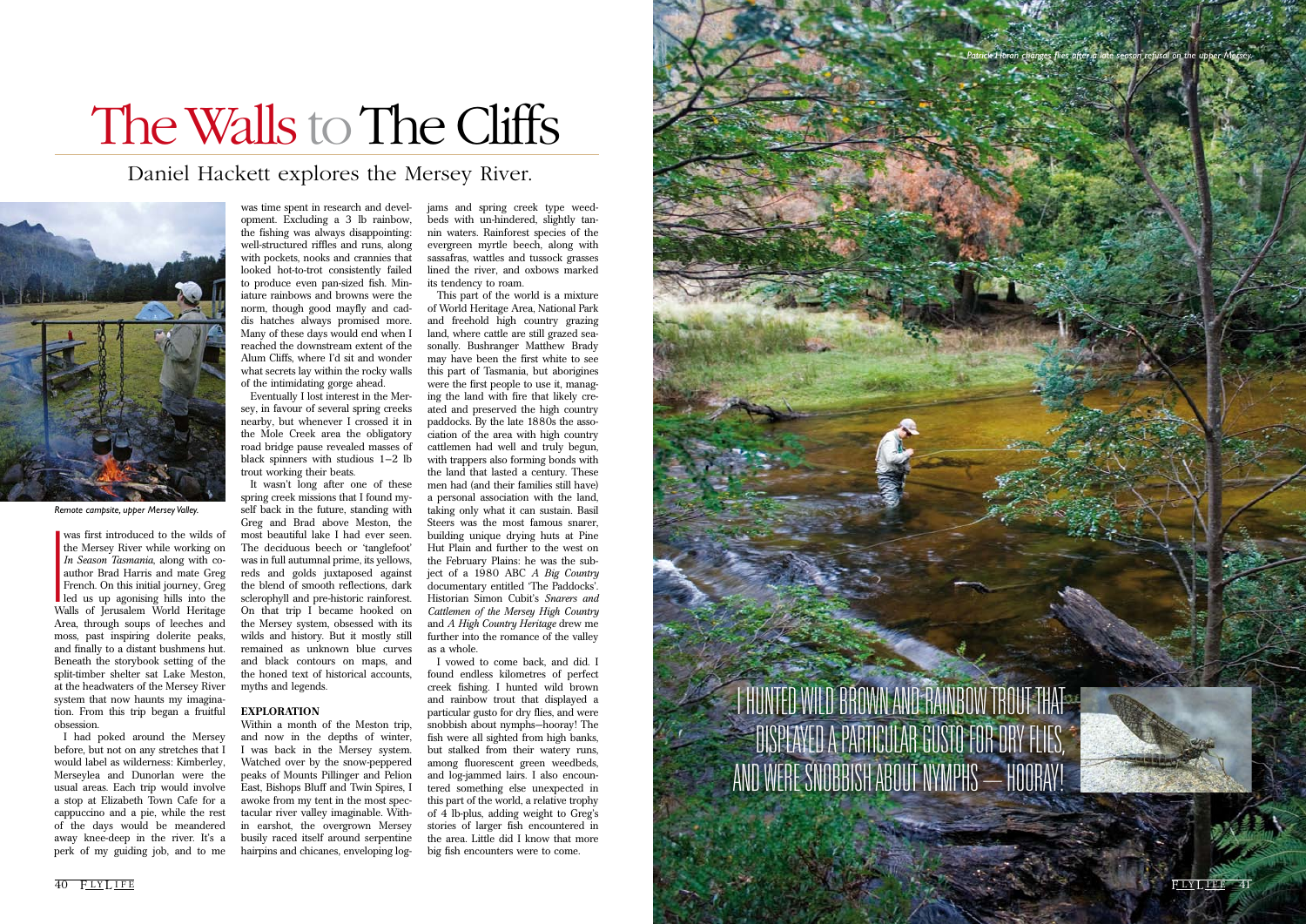# The Walls to The Cliffs

## Daniel Hackett explores the Mersey River.

*Remote campsite, upper Mersey Valley.*

I was first introduced to the wilds of the Mersey River while working on *In Season Tasmania*, along with co-author Brad Harris and mate Greg French. On this initial journey, Greg led us up agonising hills into the Walls of Jerusalem World Heritage Area, through soups of leeches and moss, past inspiring dolerite peaks, and finally to a distant bushmens hut. Beneath the storybook setting of the split-timber shelter sat Lake Meston, at the headwaters of the Mersey River system that now haunts my imagination. From this trip began a fruitful obsession.

I had poked around the Mersey before, but not on any stretches that I would label as wilderness: Kimberley, Merseylea and Dunorlan were the usual areas. Each trip would involve a stop at Elizabeth Town Cafe for a cappuccino and a pie, while the rest of the days would be meandered away knee-deep in the river. It's a perk of my guiding job, and to me was time spent in research and development. Excluding a 3 lb rainbow, the fishing was always disappointing: well-structured riffles and runs, along with pockets, nooks and crannies that looked hot-to-trot consistently failed to produce even pan-sized fish. Miniature rainbows and browns were the norm, though good mayfly and caddis hatches always promised more. Many of these days would end when I reached the downstream extent of the Alum Cliffs, where I'd sit and wonder what secrets lay within the rocky walls of the intimidating gorge ahead.

Eventually I lost interest in the Mersey, in favour of several spring creeks nearby, but whenever I crossed it in the Mole Creek area the obligatory road bridge pause revealed masses of black spinners with studious 1–2 lb trout working their beats.

It wasn't long after one of these spring creek missions that I found myself back in the future, standing with Greg and Brad above Meston, the most beautiful lake I had ever seen. The deciduous beech or 'tanglefoot' was in full autumnal prime, its yellows, reds and golds juxtaposed against the blend of smooth reflections, dark sclerophyll and pre-historic rainforest. On that trip I became hooked on the Mersey system, obsessed with its wilds and history. But it mostly still remained as unknown blue curves and black contours on maps, and the honed text of historical accounts, myths and legends.

**EXPLORATION**

Within a month of the Meston trip, and now in the depths of winter, I was back in the Mersey system. Watched over by the snow-peppered peaks of Mounts Pillinger and Pelion East, Bishops Bluff and Twin Spires, I awoke from my tent in the most spectacular river valley imaginable. Within earshot, the overgrown Mersey busily raced itself around serpentine hairpins and chicanes, enveloping log-jams and spring creek type weed-beds with un-hindered, slightly tannin waters. Rainforest species of the evergreen myrtle beech, along with sassafras, wattles and tussock grasses lined the river, and oxbows marked its tendency to roam.

This part of the world is a mixture of World Heritage Area, National Park and freehold high country grazing land, where cattle are still grazed seasonally. Bushranger Matthew Brady may have been the first white to see this part of Tasmania, but aborigines were the first people to use it, managing the land with fire that likely created and preserved the high country paddocks. By the late 1880s the association of the area with high country cattlemen had well and truly begun, with trappers also forming bonds with the land that lasted a century. These men had (and their families still have) a personal association with the land, taking only what it can sustain. Basil Steers was the most famous snarer, building unique drying huts at Pine Hut Plain and further to the west on the February Plains: he was the subject of a 1980 ABC *A Big Country* documentary entitled 'The Paddocks'. Historian Simon Cubit's *Snarers and Cattlemen of the Mersey High Country* and *A High Country Heritage* drew me further into the romance of the valley as a whole.

I vowed to come back, and did. I found endless kilometres of perfect creek fishing. I hunted wild brown and rainbow trout that displayed a particular gusto for dry flies, and were snobbish about nymphs—hooray! The fish were all sighted from high banks, but stalked from their watery runs, among fluorescent green weedbeds, and log-jammed lairs. I also encountered something else unexpected in this part of the world, a relative trophy of 4 lb-plus, adding weight to Greg's stories of larger fish encountered in the area. Little did I know that more big fish encounters were to come.

*Patrick Horan changes flies after a late season refusal on the upper Mersey.*

I HUNTED WILD BROWN AND RAINBOW TROUT THAT DISPLAYED A PARTICULAR GUSTO FOR DRY FLIES, AND WERE SNOBBISH ABOUT NYMPHS — HOORAY!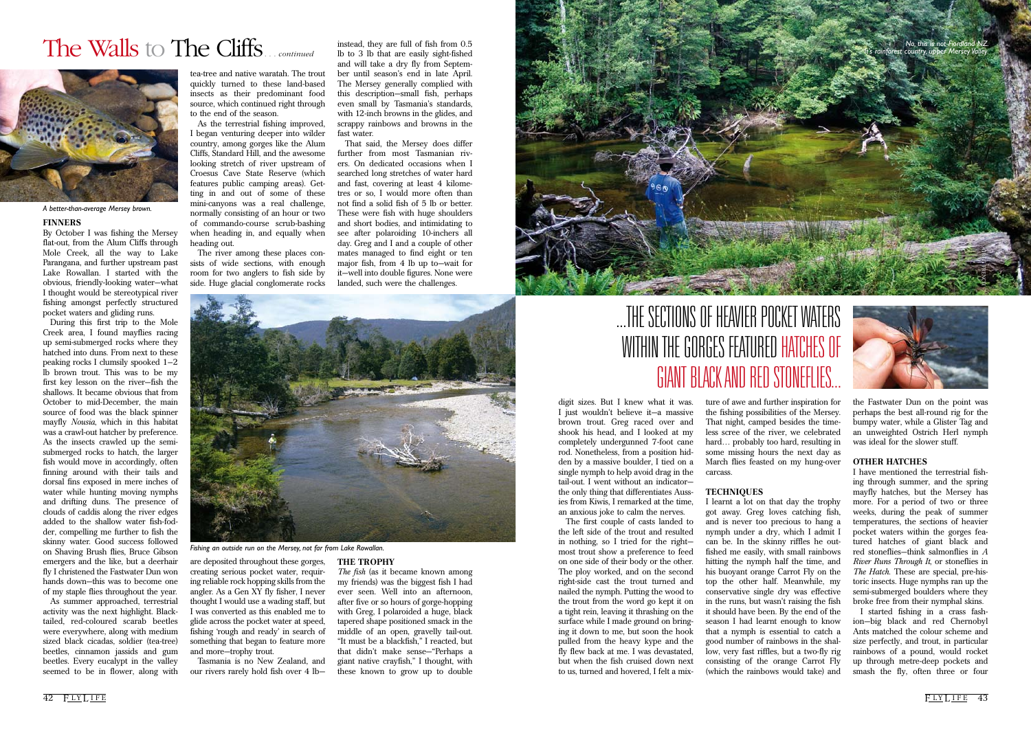# The Walls to The Cliffs... *continued*

*A better-than-average Mersey brown.*

### FINNERS

By October I was fishing the Mersey flat-out, from the Alum Cliffs through Mole Creek, all the way to Lake Parangana, and further upstream past Lake Rowallan. I started with the obvious, friendly-looking water—what I thought would be stereotypical river fishing amongst perfectly structured pocket waters and gliding runs.

During this first trip to the Mole Creek area, I found mayflies racing up semi-submerged rocks where they hatched into duns. From next to these peaking rocks I clumsily spooked 1–2 lb brown trout. This was to be my first key lesson on the river—fish the shallows. It became obvious that from October to mid-December, the main source of food was the black spinner mayfly *Nousia*, which in this habitat was a crawl-out hatcher by preference. As the insects crawled up the semi-submerged rocks to hatch, the larger fish would move in accordingly, often finning around with their tails and dorsal fins exposed in mere inches of water while hunting moving nymphs and drifting duns. The presence of clouds of caddis along the river edges added to the shallow water fish-fodder, compelling me further to fish the skinny water. Good success followed on Shaving Brush flies, Bruce Gibson emergers and the like, but a deerhair fly I christened the Fastwater Dun won hands down—this was to become one of my staple flies throughout the year.

As summer approached, terrestrial activity was the next highlight. Black-tailed, red-coloured scarab beetles were everywhere, along with medium sized black cicadas, soldier (tea-tree) beetles, cinnamon jassids and gum beetles. Every eucalypt in the valley seemed to be in flower, along with tea-tree and native waratah. The trout quickly turned to these land-based insects as their predominant food source, which continued right through to the end of the season.

As the terrestrial fishing improved, I began venturing deeper into wilder country, among gorges like the Alum Cliffs, Standard Hill, and the awesome looking stretch of river upstream of Croesus Cave State Reserve (which features public camping areas). Getting in and out of some of these mini-canyons was a real challenge, normally consisting of an hour or two of commando-course scrub-bashing when heading in, and equally when heading out.

The river among these places consists of wide sections, with enough room for two anglers to fish side by side. Huge glacial conglomerate rocks are deposited throughout these gorges, creating serious pocket water, requiring reliable rock hopping skills from the angler. As a Gen XY fly fisher, I never thought I would use a wading staff, but I was converted as this enabled me to glide across the pocket water at speed, fishing 'rough and ready' in search of something that began to feature more and more—trophy trout.

Tasmania is no New Zealand, and our rivers rarely hold fish over 4 lb—instead, they are full of fish from 0.5 lb to 3 lb that are easily sight-fished and will take a dry fly from September until season's end in late April. The Mersey generally complied with this description—small fish, perhaps even small by Tasmania's standards, with 12-inch browns in the glides, and scrappy rainbows and browns in the fast water.

That said, the Mersey does differ further from most Tasmanian rivers. On dedicated occasions when I searched long stretches of water hard and fast, covering at least 4 kilometres or so, I would more often than not find a solid fish of 5 lb or better. These were fish with huge shoulders and short bodies, and intimidating to see after polaroiding 10-inchers all day. Greg and I and a couple of other mates managed to find eight or ten major fish, from 4 lb up to—wait for it—well into double figures. None were landed, such were the challenges.

*Fishing an outside run on the Mersey, not far from Lake Rowallan.*

### THE TROPHY

*The fish* (as it became known among my friends) was the biggest fish I had ever seen. Well into an afternoon, after five or so hours of gorge-hopping with Greg, I polaroided a huge, black tapered shape positioned smack in the middle of an open, gravelly tail-out. "It must be a blackfish," I reacted, but that didn't make sense—"Perhaps a giant native crayfish," I thought, with these known to grow up to double digit sizes. But I knew what it was. I just wouldn't believe it—a massive brown trout. Greg raced over and shook his head, and I looked at my completely undergunned 7-foot cane rod. Nonetheless, from a position hidden by a massive boulder, I tied on a single nymph to help avoid drag in the tail-out. I went without an indicator—the only thing that differentiates Aussies from Kiwis, I remarked at the time, an anxious joke to calm the nerves.

The first couple of casts landed to the left side of the trout and resulted in nothing, so I tried for the right—most trout show a preference to feed on one side of their body or the other. The ploy worked, and on the second right-side cast the trout turned and nailed the nymph. Putting the wood to the trout from the word go kept it on a tight rein, leaving it thrashing on the surface while I made ground on bringing it down to me, but soon the hook pulled from the heavy kype and the fly flew back at me. I was devastated, but when the fish cruised down next to us, turned and hovered, I felt a mixture of awe and further inspiration for the fishing possibilities of the Mersey. That night, camped besides the timeless scree of the river, we celebrated hard… probably too hard, resulting in some missing hours the next day as March flies feasted on my hung-over carcass.

*No, this is not Fiordland NZ. It's rainforest country, upper Mersey Valley.*

## ...THE SECTIONS OF HEAVIER POCKET WATERS WITHIN THE GORGES FEATURED HATCHES OF GIANT BLACK AND RED STONEFLIES...

### TECHNIQUES

I learnt a lot on that day the trophy got away. Greg loves catching fish, and is never too precious to hang a nymph under a dry, which I admit I can be. In the skinny riffles he outfished me easily, with small rainbows hitting the nymph half the time, and his buoyant orange Carrot Fly on the top the other half. Meanwhile, my conservative single dry was effective in the runs, but wasn't raising the fish it should have been. By the end of the season I had learnt enough to know that a nymph is essential to catch a good number of rainbows in the shallow, very fast riffles, but a two-fly rig consisting of the orange Carrot Fly (which the rainbows would take) and the Fastwater Dun on the point was perhaps the best all-round rig for the bumpy water, while a Glister Tag and an unweighted Ostrich Herl nymph was ideal for the slower stuff.

### OTHER HATCHES

I have mentioned the terrestrial fishing through summer, and the spring mayfly hatches, but the Mersey has more. For a period of two or three weeks, during the peak of summer temperatures, the sections of heavier pocket waters within the gorges featured hatches of giant black and red stoneflies—think salmonflies in *A River Runs Through It*, or stoneflies in *The Hatch*. These are special, pre-historic insects. Huge nymphs ran up the semi-submerged boulders where they broke free from their nymphal skins.

I started fishing in a crass fashion—big black and red Chernobyl Ants matched the colour scheme and size perfectly, and trout, in particular rainbows of a pound, would rocket up through metre-deep pockets and smash the fly, often three or four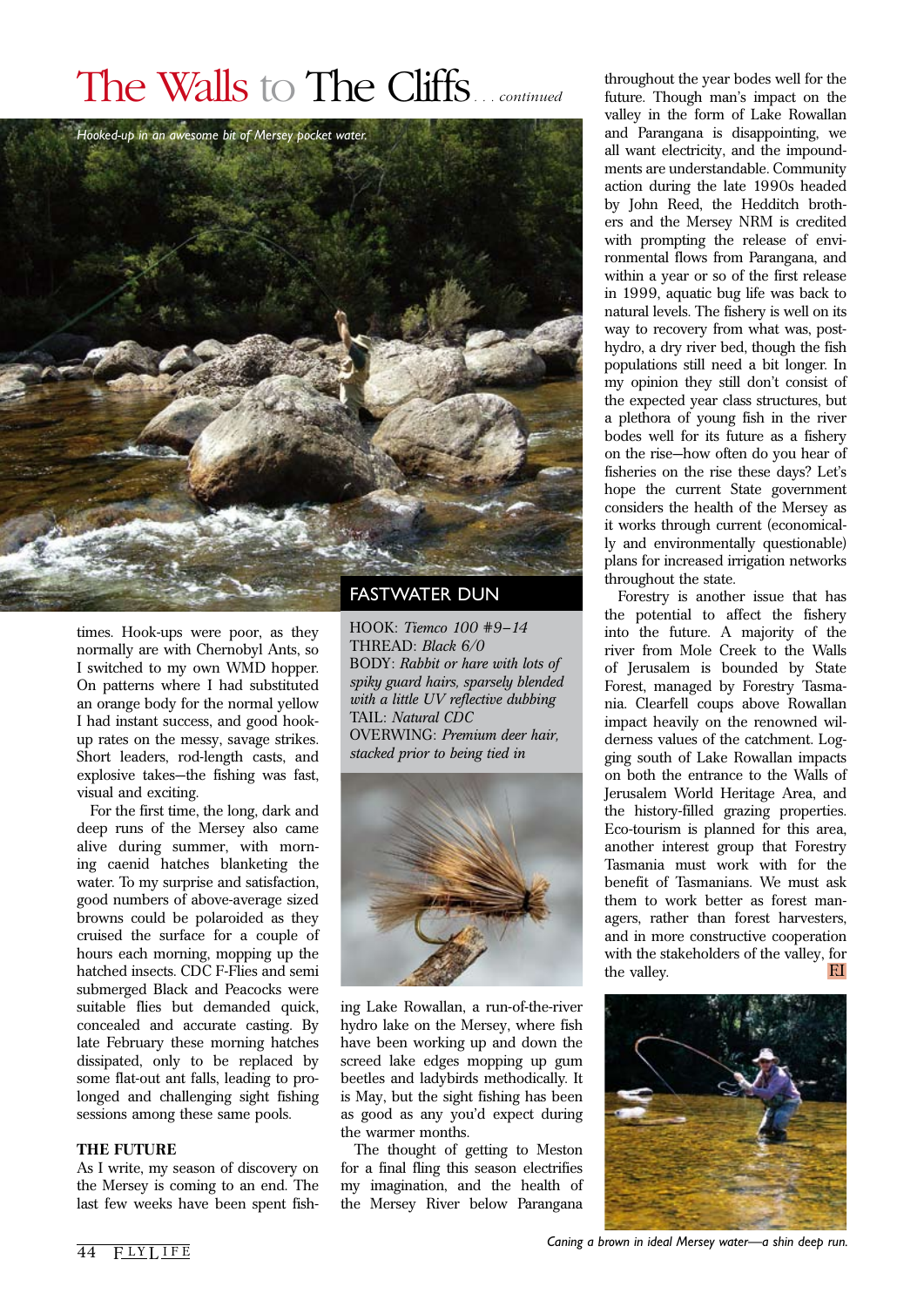# The Walls to The Cliffs *. . . continued*

*Hooked-up in an awesome bit of Mersey pocket water.*

times. Hook-ups were poor, as they normally are with Chernobyl Ants, so I switched to my own WMD hopper. On patterns where I had substituted an orange body for the normal yellow I had instant success, and good hook-up rates on the messy, savage strikes. Short leaders, rod-length casts, and explosive takes—the fishing was fast, visual and exciting.

For the first time, the long, dark and deep runs of the Mersey also came alive during summer, with morning caenid hatches blanketing the water. To my surprise and satisfaction, good numbers of above-average sized browns could be polaroided as they cruised the surface for a couple of hours each morning, mopping up the hatched insects. CDC F-Flies and semi submerged Black and Peacocks were suitable flies but demanded quick, concealed and accurate casting. By late February these morning hatches dissipated, only to be replaced by some flat-out ant falls, leading to prolonged and challenging sight fishing sessions among these same pools.

## THE FUTURE

As I write, my season of discovery on the Mersey is coming to an end. The last few weeks have been spent fishing Lake Rowallan, a run-of-the-river hydro lake on the Mersey, where fish have been working up and down the screed lake edges mopping up gum beetles and ladybirds methodically. It is May, but the sight fishing has been as good as any you'd expect during the warmer months.

The thought of getting to Meston for a final fling this season electrifies my imagination, and the health of the Mersey River below Parangana throughout the year bodes well for the future. Though man's impact on the valley in the form of Lake Rowallan and Parangana is disappointing, we all want electricity, and the impoundments are understandable. Community action during the late 1990s headed by John Reed, the Hedditch brothers and the Mersey NRM is credited with prompting the release of environmental flows from Parangana, and within a year or so of the first release in 1999, aquatic bug life was back to natural levels. The fishery is well on its way to recovery from what was, post-hydro, a dry river bed, though the fish populations still need a bit longer. In my opinion they still don't consist of the expected year class structures, but a plethora of young fish in the river bodes well for its future as a fishery on the rise—how often do you hear of fisheries on the rise these days? Let's hope the current State government considers the health of the Mersey as it works through current (economically and environmentally questionable) plans for increased irrigation networks throughout the state.

Forestry is another issue that has the potential to affect the fishery into the future. A majority of the river from Mole Creek to the Walls of Jerusalem is bounded by State Forest, managed by Forestry Tasmania. Clearfell coups above Rowallan impact heavily on the renowned wilderness values of the catchment. Logging south of Lake Rowallan impacts on both the entrance to the Walls of Jerusalem World Heritage Area, and the history-filled grazing properties. Eco-tourism is planned for this area, another interest group that Forestry Tasmania must work with for the benefit of Tasmanians. We must ask them to work better as forest managers, rather than forest harvesters, and in more constructive cooperation with the stakeholders of the valley, for the valley. FL

## FASTWATER DUN

HOOK: *Tiemco 100 #9–14*
THREAD: *Black 6/0*
BODY: *Rabbit or hare with lots of spiky guard hairs, sparsely blended with a little UV reflective dubbing*
TAIL: *Natural CDC*
OVERWING: *Premium deer hair, stacked prior to being tied in*

*Caning a brown in ideal Mersey water—a shin deep run.*